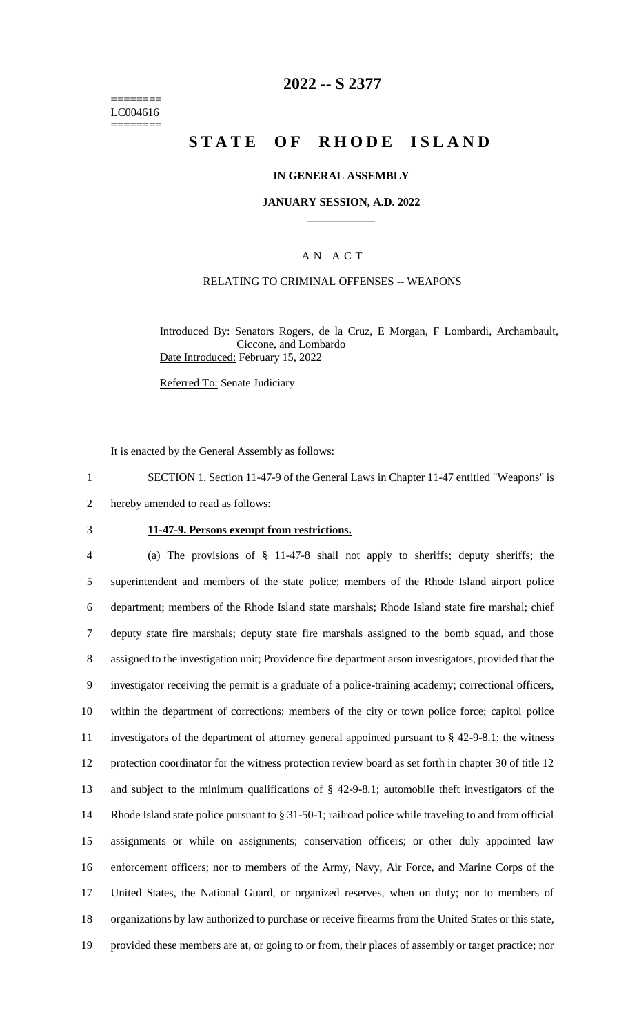========
LC004616
========

# 2022 -- S 2377

# STATE OF RHODE ISLAND

## IN GENERAL ASSEMBLY

### JANUARY SESSION, A.D. 2022

____________

### A N A C T

RELATING TO CRIMINAL OFFENSES -- WEAPONS

Introduced By: Senators Rogers, de la Cruz, E Morgan, F Lombardi, Archambault, Ciccone, and Lombardo

Date Introduced: February 15, 2022

Referred To: Senate Judiciary

It is enacted by the General Assembly as follows:

SECTION 1. Section 11-47-9 of the General Laws in Chapter 11-47 entitled "Weapons" is hereby amended to read as follows:

**11-47-9. Persons exempt from restrictions.**

(a) The provisions of § 11-47-8 shall not apply to sheriffs; deputy sheriffs; the superintendent and members of the state police; members of the Rhode Island airport police department; members of the Rhode Island state marshals; Rhode Island state fire marshal; chief deputy state fire marshals; deputy state fire marshals assigned to the bomb squad, and those assigned to the investigation unit; Providence fire department arson investigators, provided that the investigator receiving the permit is a graduate of a police-training academy; correctional officers, within the department of corrections; members of the city or town police force; capitol police investigators of the department of attorney general appointed pursuant to § 42-9-8.1; the witness protection coordinator for the witness protection review board as set forth in chapter 30 of title 12 and subject to the minimum qualifications of § 42-9-8.1; automobile theft investigators of the Rhode Island state police pursuant to § 31-50-1; railroad police while traveling to and from official assignments or while on assignments; conservation officers; or other duly appointed law enforcement officers; nor to members of the Army, Navy, Air Force, and Marine Corps of the United States, the National Guard, or organized reserves, when on duty; nor to members of organizations by law authorized to purchase or receive firearms from the United States or this state, provided these members are at, or going to or from, their places of assembly or target practice; nor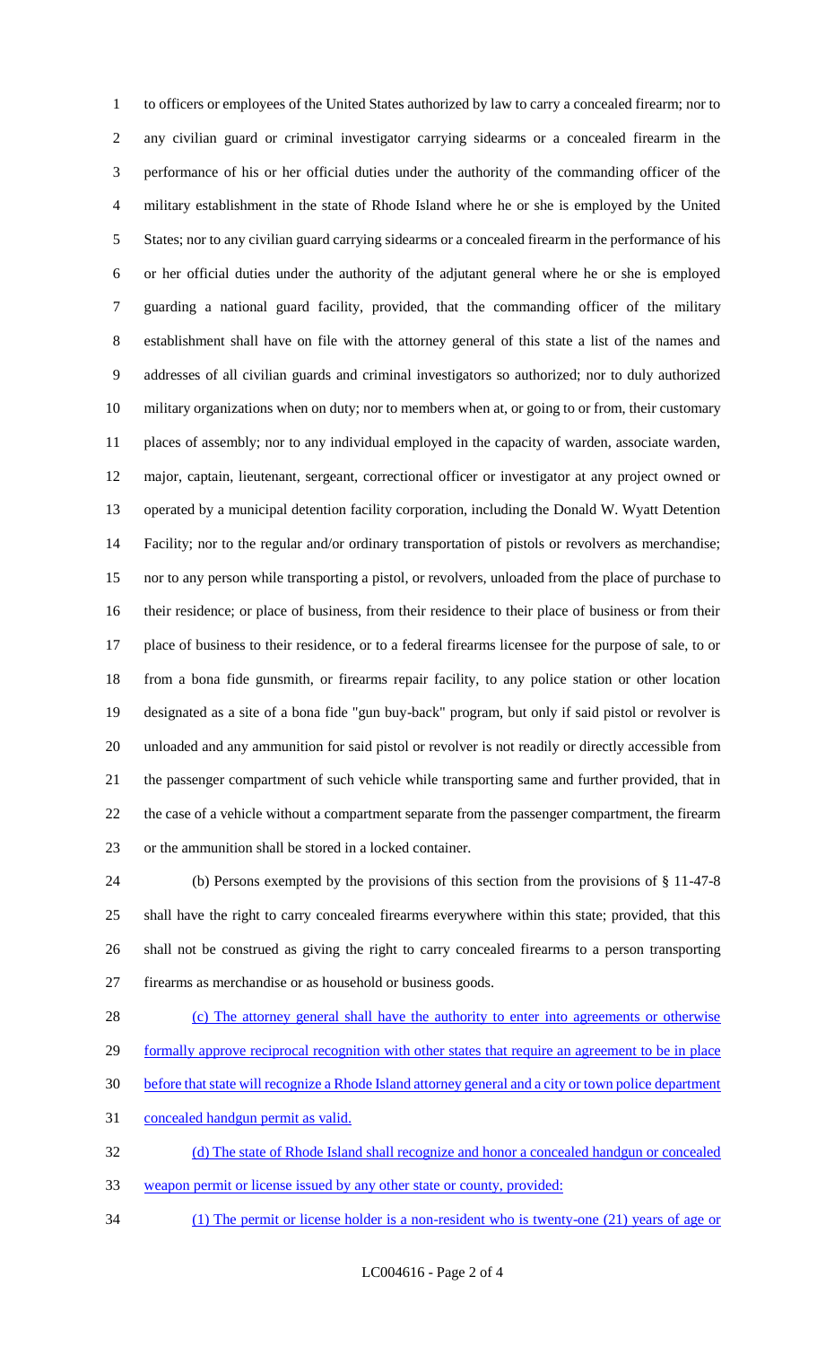to officers or employees of the United States authorized by law to carry a concealed firearm; nor to any civilian guard or criminal investigator carrying sidearms or a concealed firearm in the performance of his or her official duties under the authority of the commanding officer of the military establishment in the state of Rhode Island where he or she is employed by the United States; nor to any civilian guard carrying sidearms or a concealed firearm in the performance of his or her official duties under the authority of the adjutant general where he or she is employed guarding a national guard facility, provided, that the commanding officer of the military establishment shall have on file with the attorney general of this state a list of the names and addresses of all civilian guards and criminal investigators so authorized; nor to duly authorized military organizations when on duty; nor to members when at, or going to or from, their customary places of assembly; nor to any individual employed in the capacity of warden, associate warden, major, captain, lieutenant, sergeant, correctional officer or investigator at any project owned or operated by a municipal detention facility corporation, including the Donald W. Wyatt Detention Facility; nor to the regular and/or ordinary transportation of pistols or revolvers as merchandise; nor to any person while transporting a pistol, or revolvers, unloaded from the place of purchase to their residence; or place of business, from their residence to their place of business or from their place of business to their residence, or to a federal firearms licensee for the purpose of sale, to or from a bona fide gunsmith, or firearms repair facility, to any police station or other location designated as a site of a bona fide "gun buy-back" program, but only if said pistol or revolver is unloaded and any ammunition for said pistol or revolver is not readily or directly accessible from the passenger compartment of such vehicle while transporting same and further provided, that in the case of a vehicle without a compartment separate from the passenger compartment, the firearm or the ammunition shall be stored in a locked container.

(b) Persons exempted by the provisions of this section from the provisions of § 11-47-8 shall have the right to carry concealed firearms everywhere within this state; provided, that this shall not be construed as giving the right to carry concealed firearms to a person transporting firearms as merchandise or as household or business goods.

(c) The attorney general shall have the authority to enter into agreements or otherwise formally approve reciprocal recognition with other states that require an agreement to be in place before that state will recognize a Rhode Island attorney general and a city or town police department concealed handgun permit as valid.

(d) The state of Rhode Island shall recognize and honor a concealed handgun or concealed weapon permit or license issued by any other state or county, provided:

(1) The permit or license holder is a non-resident who is twenty-one (21) years of age or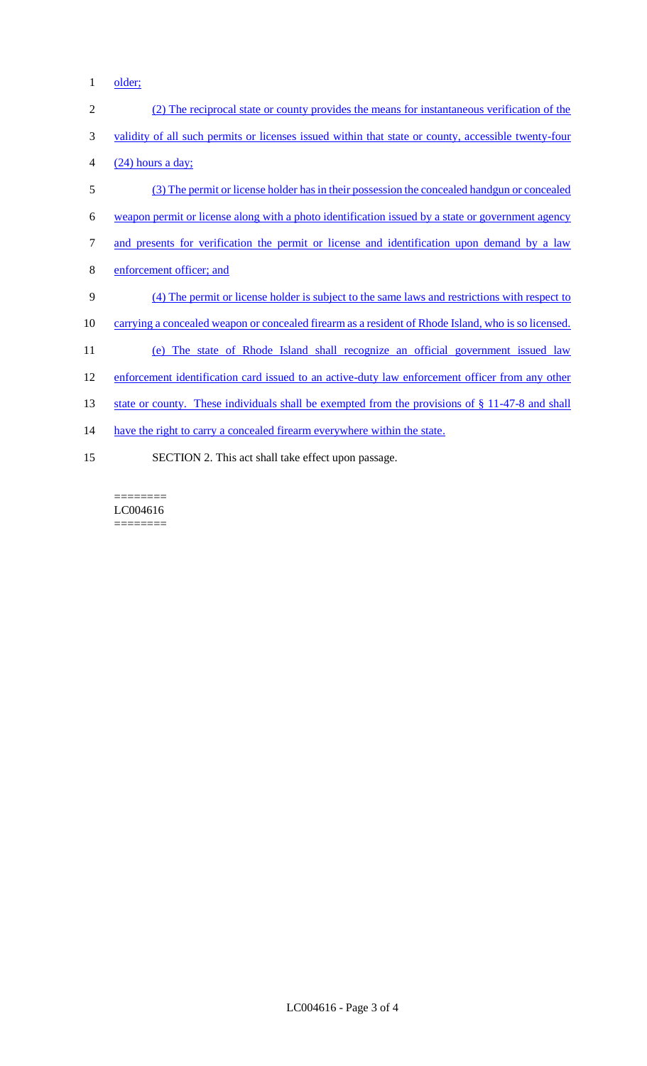older;

(2) The reciprocal state or county provides the means for instantaneous verification of the validity of all such permits or licenses issued within that state or county, accessible twenty-four (24) hours a day;

(3) The permit or license holder has in their possession the concealed handgun or concealed weapon permit or license along with a photo identification issued by a state or government agency and presents for verification the permit or license and identification upon demand by a law enforcement officer; and

(4) The permit or license holder is subject to the same laws and restrictions with respect to carrying a concealed weapon or concealed firearm as a resident of Rhode Island, who is so licensed.

(e) The state of Rhode Island shall recognize an official government issued law enforcement identification card issued to an active-duty law enforcement officer from any other state or county. These individuals shall be exempted from the provisions of § 11-47-8 and shall have the right to carry a concealed firearm everywhere within the state.

SECTION 2. This act shall take effect upon passage.

========
LC004616
========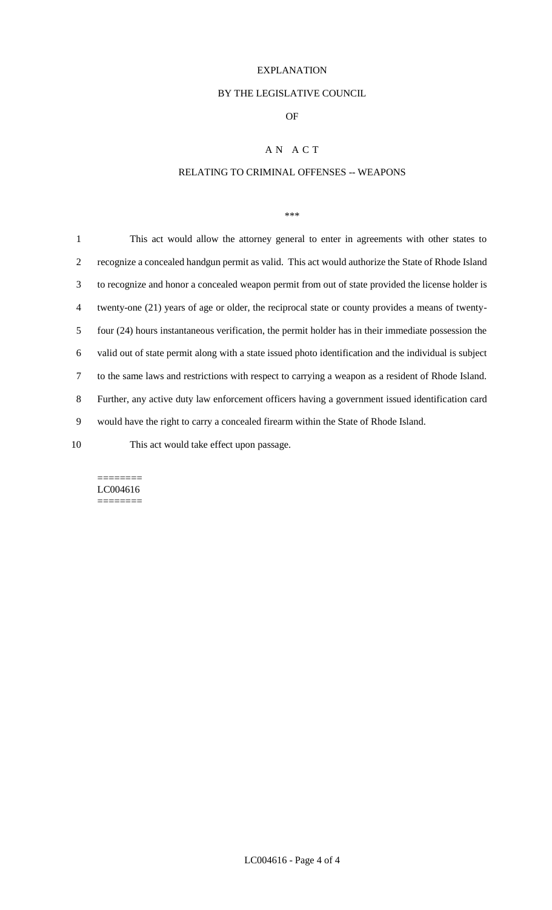EXPLANATION

BY THE LEGISLATIVE COUNCIL

OF

A N A C T

RELATING TO CRIMINAL OFFENSES -- WEAPONS

\*\*\*

1 This act would allow the attorney general to enter in agreements with other states to
2 recognize a concealed handgun permit as valid. This act would authorize the State of Rhode Island
3 to recognize and honor a concealed weapon permit from out of state provided the license holder is
4 twenty-one (21) years of age or older, the reciprocal state or county provides a means of twenty-
5 four (24) hours instantaneous verification, the permit holder has in their immediate possession the
6 valid out of state permit along with a state issued photo identification and the individual is subject
7 to the same laws and restrictions with respect to carrying a weapon as a resident of Rhode Island.
8 Further, any active duty law enforcement officers having a government issued identification card
9 would have the right to carry a concealed firearm within the State of Rhode Island.
10 This act would take effect upon passage.

========
LC004616
========